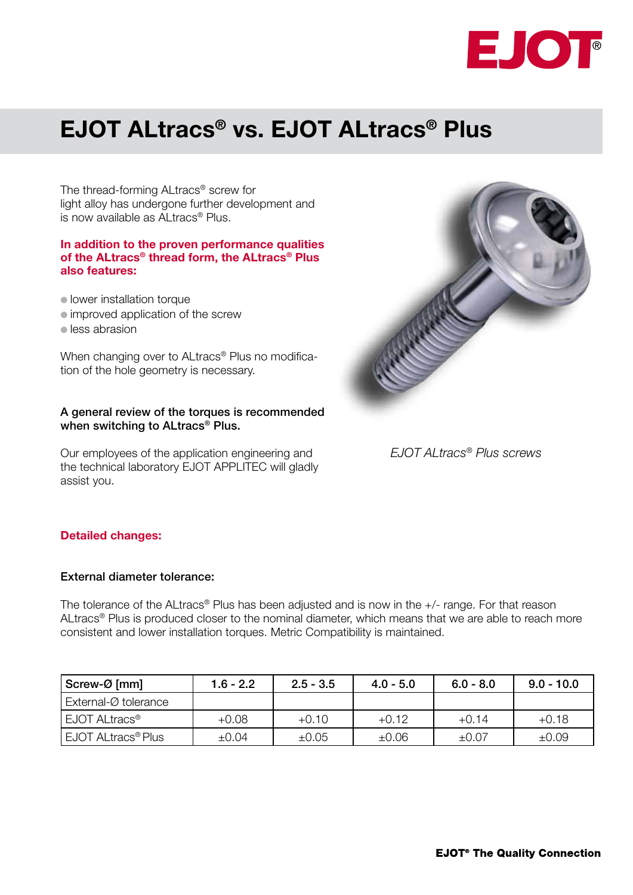# EJOT ALtracs® vs. EJOT ALtracs® Plus

The thread-forming ALtracs® screw for light alloy has undergone further development and is now available as ALtracs® Plus.

**In addition to the proven performance qualities of the ALtracs® thread form, the ALtracs® Plus also features:**

- lower installation torque
- improved application of the screw
- less abrasion

When changing over to ALtracs® Plus no modification of the hole geometry is necessary.

**A general review of the torques is recommended when switching to ALtracs® Plus.**

Our employees of the application engineering and the technical laboratory EJOT APPLITEC will gladly assist you.

*EJOT ALtracs® Plus screws*

## Detailed changes:

### External diameter tolerance:

The tolerance of the ALtracs® Plus has been adjusted and is now in the +/- range. For that reason ALtracs® Plus is produced closer to the nominal diameter, which means that we are able to reach more consistent and lower installation torques. Metric Compatibility is maintained.

| Screw-Ø [mm] | 1.6 - 2.2 | 2.5 - 3.5 | 4.0 - 5.0 | 6.0 - 8.0 | 9.0 - 10.0 |
|---|---|---|---|---|---|
| External-Ø tolerance | | | | | |
| EJOT ALtracs® | +0.08 | +0.10 | +0.12 | +0.14 | +0.18 |
| EJOT ALtracs® Plus | ±0.04 | ±0.05 | ±0.06 | ±0.07 | ±0.09 |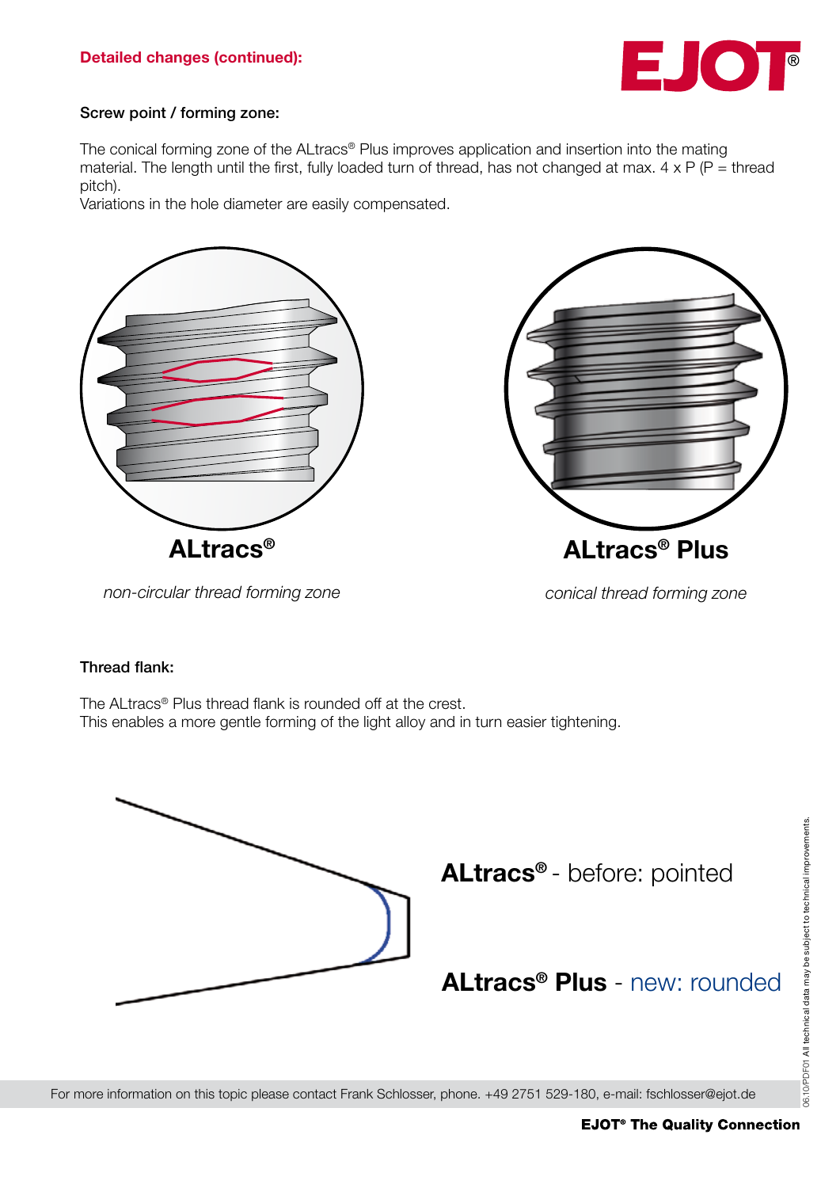**Detailed changes (continued):**

**Screw point / forming zone:**

The conical forming zone of the ALtracs® Plus improves application and insertion into the mating material. The length until the first, fully loaded turn of thread, has not changed at max. 4 x P (P = thread pitch).
Variations in the hole diameter are easily compensated.

**ALtracs®**

*non-circular thread forming zone*

**ALtracs® Plus**

*conical thread forming zone*

**Thread flank:**

The ALtracs® Plus thread flank is rounded off at the crest.
This enables a more gentle forming of the light alloy and in turn easier tightening.

**ALtracs®** - before: pointed

**ALtracs® Plus** - new: rounded

For more information on this topic please contact Frank Schlosser, phone. +49 2751 529-180, e-mail: fschlosser@ejot.de

06.10/PDF01 All technical data may be subject to technical improvements.